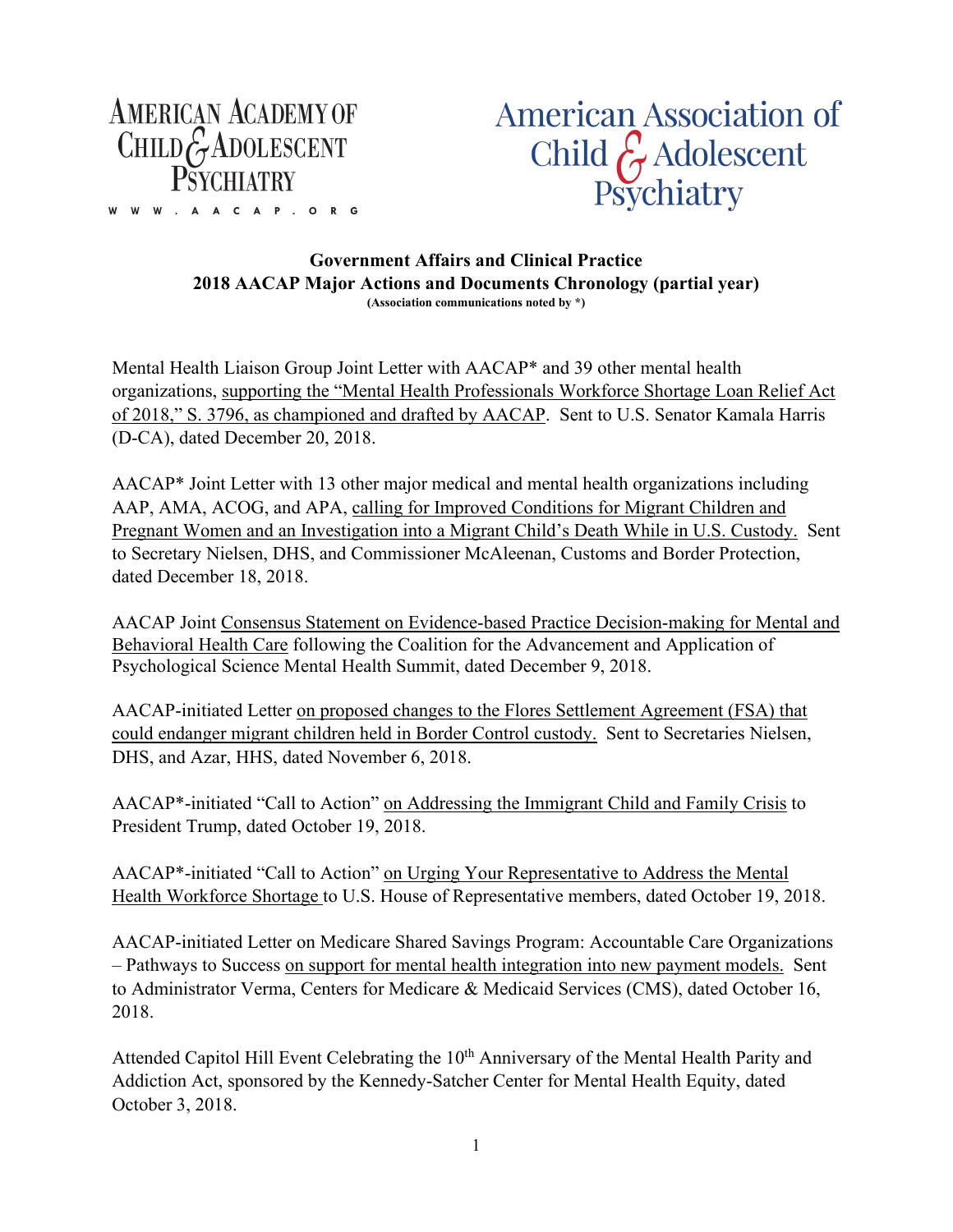AMERICAN ACADEMY OF CHILD & ADOLESCENT PSYCHIATRY

WWW.AACAP.ORG

American Association of Child & Adolescent Psychiatry

**Government Affairs and Clinical Practice**
**2018 AACAP Major Actions and Documents Chronology (partial year)**
**(Association communications noted by *)**

Mental Health Liaison Group Joint Letter with AACAP* and 39 other mental health organizations, supporting the "Mental Health Professionals Workforce Shortage Loan Relief Act of 2018," S. 3796, as championed and drafted by AACAP. Sent to U.S. Senator Kamala Harris (D-CA), dated December 20, 2018.

AACAP* Joint Letter with 13 other major medical and mental health organizations including AAP, AMA, ACOG, and APA, calling for Improved Conditions for Migrant Children and Pregnant Women and an Investigation into a Migrant Child's Death While in U.S. Custody. Sent to Secretary Nielsen, DHS, and Commissioner McAleenan, Customs and Border Protection, dated December 18, 2018.

AACAP Joint Consensus Statement on Evidence-based Practice Decision-making for Mental and Behavioral Health Care following the Coalition for the Advancement and Application of Psychological Science Mental Health Summit, dated December 9, 2018.

AACAP-initiated Letter on proposed changes to the Flores Settlement Agreement (FSA) that could endanger migrant children held in Border Control custody. Sent to Secretaries Nielsen, DHS, and Azar, HHS, dated November 6, 2018.

AACAP*-initiated "Call to Action" on Addressing the Immigrant Child and Family Crisis to President Trump, dated October 19, 2018.

AACAP*-initiated "Call to Action" on Urging Your Representative to Address the Mental Health Workforce Shortage to U.S. House of Representative members, dated October 19, 2018.

AACAP-initiated Letter on Medicare Shared Savings Program: Accountable Care Organizations – Pathways to Success on support for mental health integration into new payment models. Sent to Administrator Verma, Centers for Medicare & Medicaid Services (CMS), dated October 16, 2018.

Attended Capitol Hill Event Celebrating the 10th Anniversary of the Mental Health Parity and Addiction Act, sponsored by the Kennedy-Satcher Center for Mental Health Equity, dated October 3, 2018.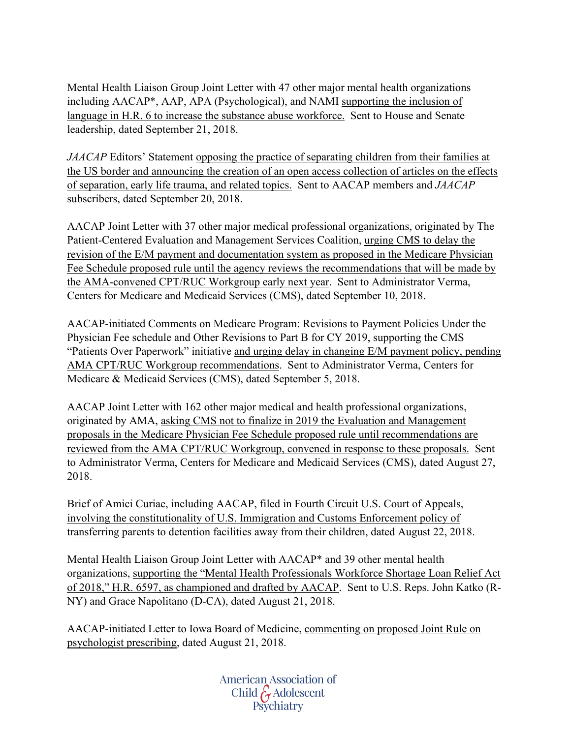Mental Health Liaison Group Joint Letter with 47 other major mental health organizations including AACAP*, AAP, APA (Psychological), and NAMI supporting the inclusion of language in H.R. 6 to increase the substance abuse workforce. Sent to House and Senate leadership, dated September 21, 2018.

*JAACAP* Editors' Statement opposing the practice of separating children from their families at the US border and announcing the creation of an open access collection of articles on the effects of separation, early life trauma, and related topics. Sent to AACAP members and *JAACAP* subscribers, dated September 20, 2018.

AACAP Joint Letter with 37 other major medical professional organizations, originated by The Patient-Centered Evaluation and Management Services Coalition, urging CMS to delay the revision of the E/M payment and documentation system as proposed in the Medicare Physician Fee Schedule proposed rule until the agency reviews the recommendations that will be made by the AMA-convened CPT/RUC Workgroup early next year. Sent to Administrator Verma, Centers for Medicare and Medicaid Services (CMS), dated September 10, 2018.

AACAP-initiated Comments on Medicare Program: Revisions to Payment Policies Under the Physician Fee schedule and Other Revisions to Part B for CY 2019, supporting the CMS "Patients Over Paperwork" initiative and urging delay in changing E/M payment policy, pending AMA CPT/RUC Workgroup recommendations. Sent to Administrator Verma, Centers for Medicare & Medicaid Services (CMS), dated September 5, 2018.

AACAP Joint Letter with 162 other major medical and health professional organizations, originated by AMA, asking CMS not to finalize in 2019 the Evaluation and Management proposals in the Medicare Physician Fee Schedule proposed rule until recommendations are reviewed from the AMA CPT/RUC Workgroup, convened in response to these proposals. Sent to Administrator Verma, Centers for Medicare and Medicaid Services (CMS), dated August 27, 2018.

Brief of Amici Curiae, including AACAP, filed in Fourth Circuit U.S. Court of Appeals, involving the constitutionality of U.S. Immigration and Customs Enforcement policy of transferring parents to detention facilities away from their children, dated August 22, 2018.

Mental Health Liaison Group Joint Letter with AACAP* and 39 other mental health organizations, supporting the "Mental Health Professionals Workforce Shortage Loan Relief Act of 2018," H.R. 6597, as championed and drafted by AACAP. Sent to U.S. Reps. John Katko (R-NY) and Grace Napolitano (D-CA), dated August 21, 2018.

AACAP-initiated Letter to Iowa Board of Medicine, commenting on proposed Joint Rule on psychologist prescribing, dated August 21, 2018.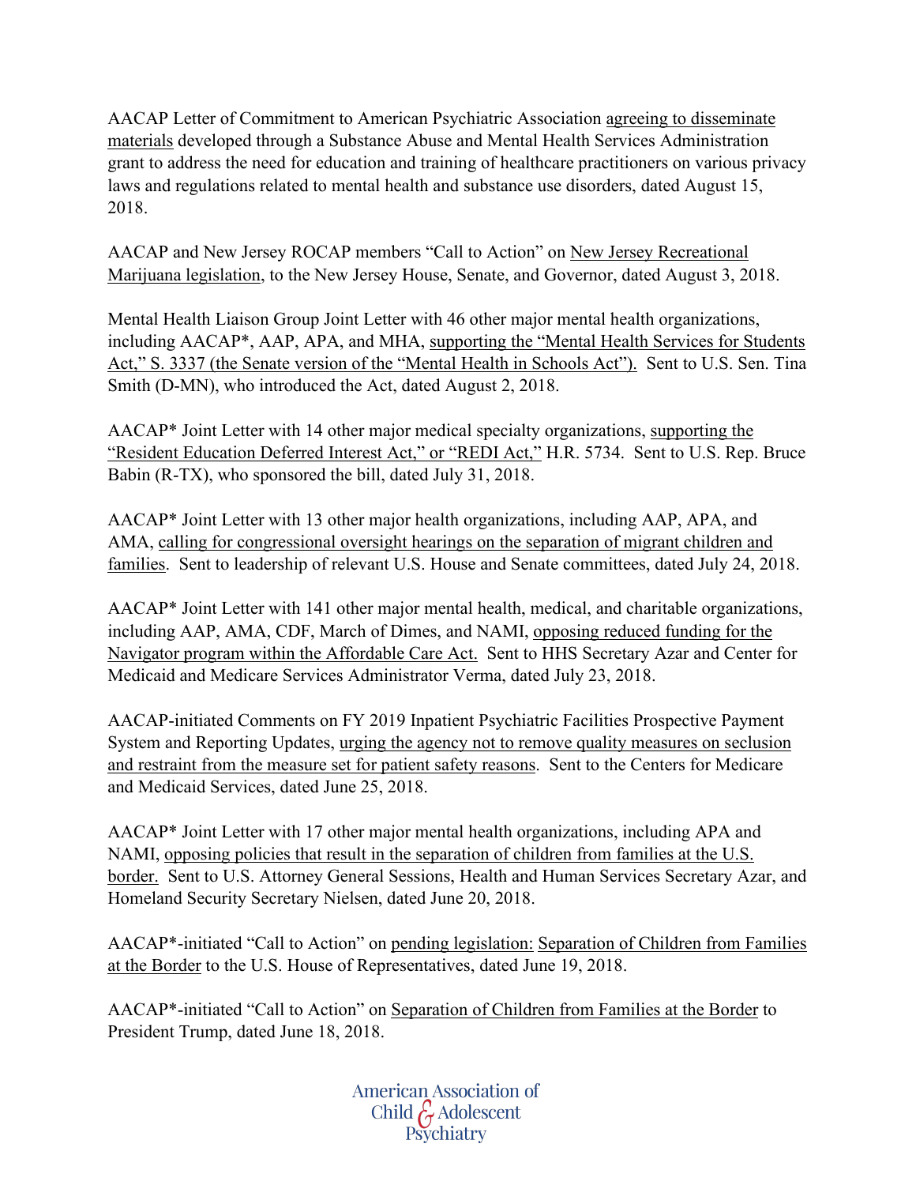AACAP Letter of Commitment to American Psychiatric Association agreeing to disseminate materials developed through a Substance Abuse and Mental Health Services Administration grant to address the need for education and training of healthcare practitioners on various privacy laws and regulations related to mental health and substance use disorders, dated August 15, 2018.

AACAP and New Jersey ROCAP members "Call to Action" on New Jersey Recreational Marijuana legislation, to the New Jersey House, Senate, and Governor, dated August 3, 2018.

Mental Health Liaison Group Joint Letter with 46 other major mental health organizations, including AACAP*, AAP, APA, and MHA, supporting the "Mental Health Services for Students Act," S. 3337 (the Senate version of the "Mental Health in Schools Act"). Sent to U.S. Sen. Tina Smith (D-MN), who introduced the Act, dated August 2, 2018.

AACAP* Joint Letter with 14 other major medical specialty organizations, supporting the "Resident Education Deferred Interest Act," or "REDI Act," H.R. 5734. Sent to U.S. Rep. Bruce Babin (R-TX), who sponsored the bill, dated July 31, 2018.

AACAP* Joint Letter with 13 other major health organizations, including AAP, APA, and AMA, calling for congressional oversight hearings on the separation of migrant children and families. Sent to leadership of relevant U.S. House and Senate committees, dated July 24, 2018.

AACAP* Joint Letter with 141 other major mental health, medical, and charitable organizations, including AAP, AMA, CDF, March of Dimes, and NAMI, opposing reduced funding for the Navigator program within the Affordable Care Act. Sent to HHS Secretary Azar and Center for Medicaid and Medicare Services Administrator Verma, dated July 23, 2018.

AACAP-initiated Comments on FY 2019 Inpatient Psychiatric Facilities Prospective Payment System and Reporting Updates, urging the agency not to remove quality measures on seclusion and restraint from the measure set for patient safety reasons. Sent to the Centers for Medicare and Medicaid Services, dated June 25, 2018.

AACAP* Joint Letter with 17 other major mental health organizations, including APA and NAMI, opposing policies that result in the separation of children from families at the U.S. border. Sent to U.S. Attorney General Sessions, Health and Human Services Secretary Azar, and Homeland Security Secretary Nielsen, dated June 20, 2018.

AACAP*-initiated "Call to Action" on pending legislation: Separation of Children from Families at the Border to the U.S. House of Representatives, dated June 19, 2018.

AACAP*-initiated "Call to Action" on Separation of Children from Families at the Border to President Trump, dated June 18, 2018.

American Association of Child & Adolescent Psychiatry